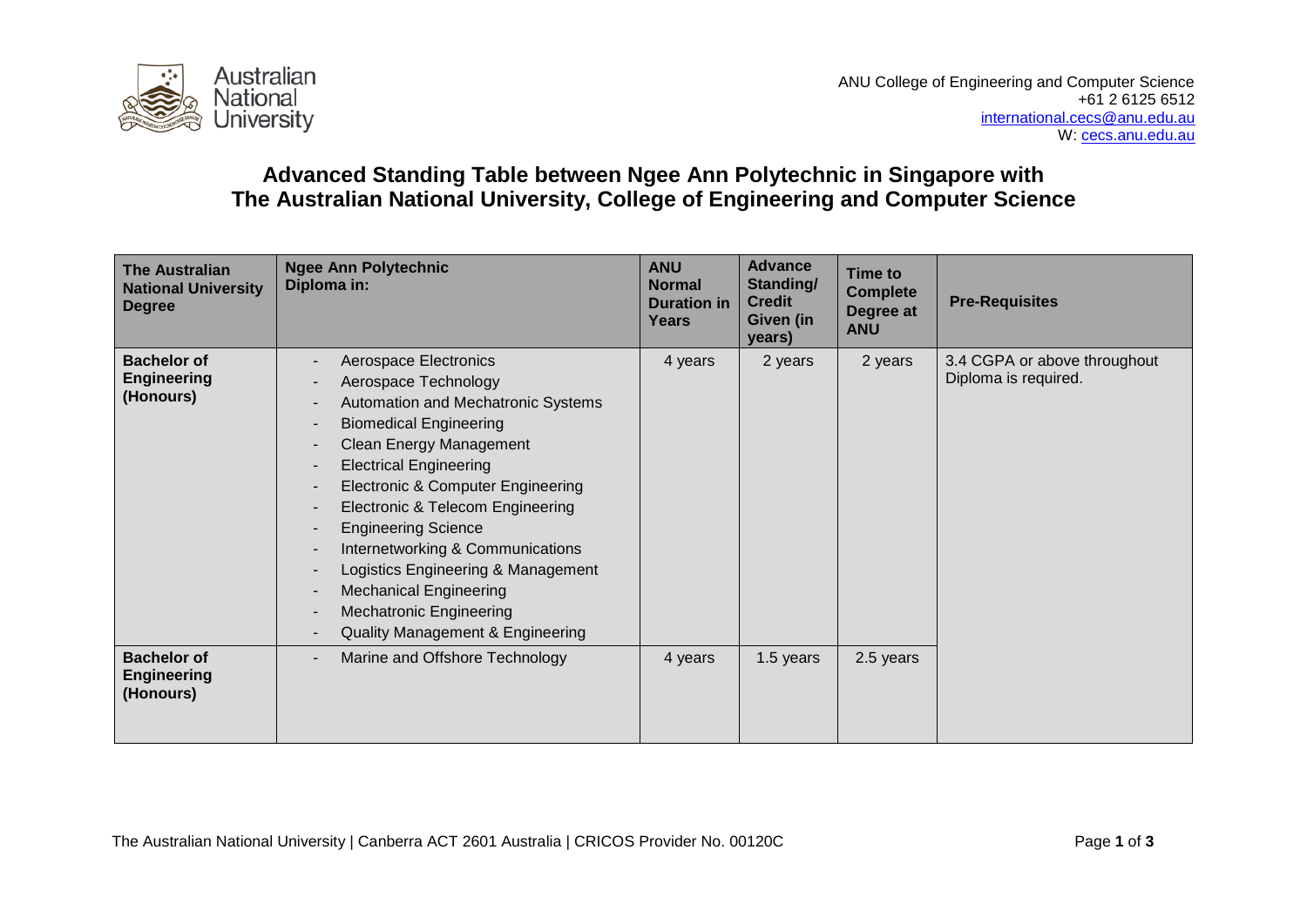ANU College of Engineering and Computer Science
+61 2 6125 6512
international.cecs@anu.edu.au
W: cecs.anu.edu.au

# Advanced Standing Table between Ngee Ann Polytechnic in Singapore with The Australian National University, College of Engineering and Computer Science

| The Australian National University Degree | Ngee Ann Polytechnic Diploma in: | ANU Normal Duration in Years | Advance Standing/ Credit Given (in years) | Time to Complete Degree at ANU | Pre-Requisites |
|---|---|---|---|---|---|
| **Bachelor of Engineering (Honours)** | - Aerospace Electronics<br>- Aerospace Technology<br>- Automation and Mechatronic Systems<br>- Biomedical Engineering<br>- Clean Energy Management<br>- Electrical Engineering<br>- Electronic & Computer Engineering<br>- Electronic & Telecom Engineering<br>- Engineering Science<br>- Internetworking & Communications<br>- Logistics Engineering & Management<br>- Mechanical Engineering<br>- Mechatronic Engineering<br>- Quality Management & Engineering | 4 years | 2 years | 2 years | 3.4 CGPA or above throughout Diploma is required. |
| **Bachelor of Engineering (Honours)** | - Marine and Offshore Technology | 4 years | 1.5 years | 2.5 years | |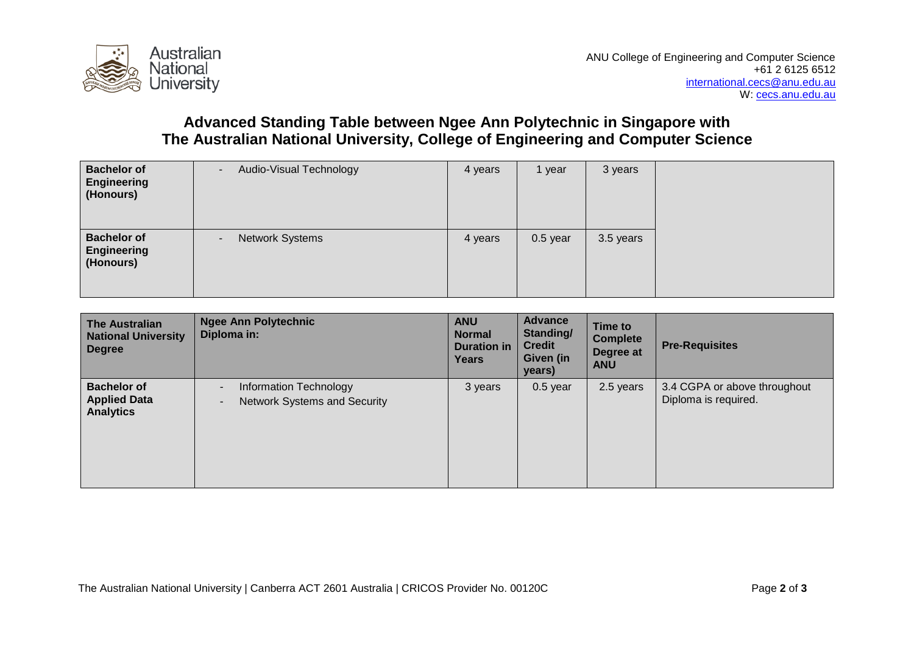ANU College of Engineering and Computer Science
+61 2 6125 6512
international.cecs@anu.edu.au
W: cecs.anu.edu.au

## Advanced Standing Table between Ngee Ann Polytechnic in Singapore with The Australian National University, College of Engineering and Computer Science

| | | | | | |
|---|---|---|---|---|---|
| **Bachelor of Engineering (Honours)** | - Audio-Visual Technology | 4 years | 1 year | 3 years | |
| **Bachelor of Engineering (Honours)** | - Network Systems | 4 years | 0.5 year | 3.5 years | |

| The Australian National University Degree | Ngee Ann Polytechnic Diploma in: | ANU Normal Duration in Years | Advance Standing/ Credit Given (in years) | Time to Complete Degree at ANU | Pre-Requisites |
|---|---|---|---|---|---|
| **Bachelor of Applied Data Analytics** | - Information Technology<br>- Network Systems and Security | 3 years | 0.5 year | 2.5 years | 3.4 CGPA or above throughout Diploma is required. |

The Australian National University | Canberra ACT 2601 Australia | CRICOS Provider No. 00120C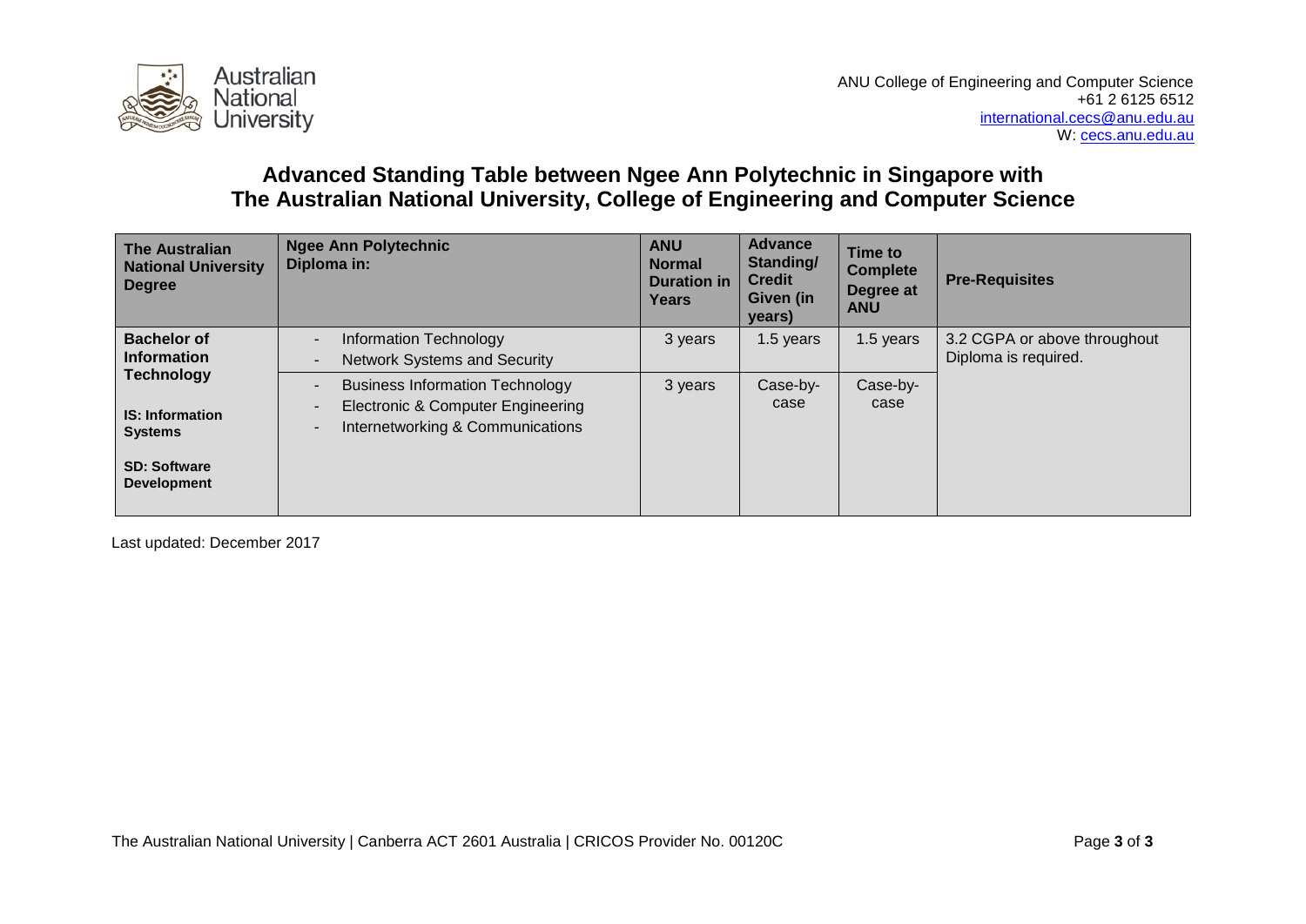Australian National University

ANU College of Engineering and Computer Science
+61 2 6125 6512
international.cecs@anu.edu.au
W: cecs.anu.edu.au

# Advanced Standing Table between Ngee Ann Polytechnic in Singapore with The Australian National University, College of Engineering and Computer Science

| The Australian National University Degree | Ngee Ann Polytechnic Diploma in: | ANU Normal Duration in Years | Advance Standing/ Credit Given (in years) | Time to Complete Degree at ANU | Pre-Requisites |
|---|---|---|---|---|---|
| **Bachelor of Information Technology**<br><br>**IS: Information Systems**<br><br>**SD: Software Development** | - Information Technology<br>- Network Systems and Security | 3 years | 1.5 years | 1.5 years | 3.2 CGPA or above throughout Diploma is required. |
| | - Business Information Technology<br>- Electronic & Computer Engineering<br>- Internetworking & Communications | 3 years | Case-by-case | Case-by-case | |

Last updated: December 2017

The Australian National University | Canberra ACT 2601 Australia | CRICOS Provider No. 00120C